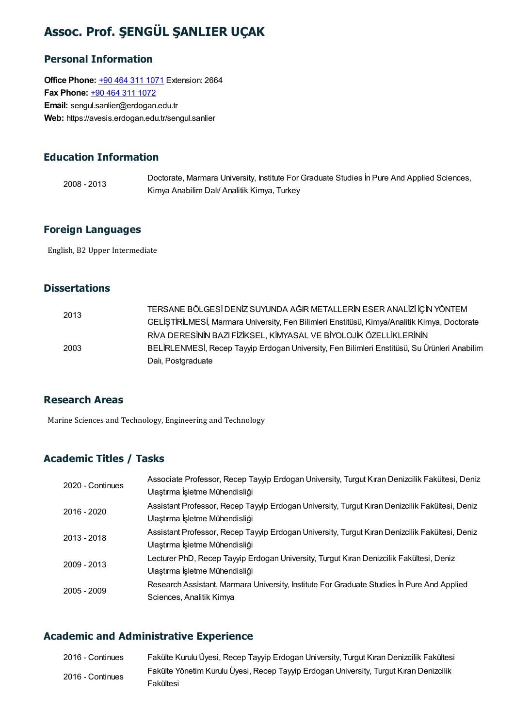# Assoc. Prof. ŞENGÜL ŞANLIER UÇAK

## Personal Information

**Office Phone:** +90 464 311 1071 Extension: 2664
**Fax Phone:** +90 464 311 1072
**Email:** sengul.sanlier@erdogan.edu.tr
**Web:** https://avesis.erdogan.edu.tr/sengul.sanlier

## Education Information

| | |
|---|---|
| 2008 - 2013 | Doctorate, Marmara University, Institute For Graduate Studies İn Pure And Applied Sciences, Kimya Anabilim Dalı/ Analitik Kimya, Turkey |

## Foreign Languages

English, B2 Upper Intermediate

## Dissertations

| | |
|---|---|
| 2013 | TERSANE BÖLGESİ DENİZ SUYUNDA AĞIR METALLERİN ESER ANALİZİ İÇİN YÖNTEM GELİŞTİRİLMESİ, Marmara University, Fen Bilimleri Enstitüsü, Kimya/Analitik Kimya, Doctorate |
| 2003 | RİVA DERESİNİN BAZI FİZİKSEL, KİMYASAL VE BİYOLOJİK ÖZELLİKLERİNİN BELİRLENMESİ, Recep Tayyip Erdogan University, Fen Bilimleri Enstitüsü, Su Ürünleri Anabilim Dalı, Postgraduate |

## Research Areas

Marine Sciences and Technology, Engineering and Technology

## Academic Titles / Tasks

| | |
|---|---|
| 2020 - Continues | Associate Professor, Recep Tayyip Erdogan University, Turgut Kıran Denizcilik Fakültesi, Deniz Ulaştırma İşletme Mühendisliği |
| 2016 - 2020 | Assistant Professor, Recep Tayyip Erdogan University, Turgut Kıran Denizcilik Fakültesi, Deniz Ulaştırma İşletme Mühendisliği |
| 2013 - 2018 | Assistant Professor, Recep Tayyip Erdogan University, Turgut Kıran Denizcilik Fakültesi, Deniz Ulaştırma İşletme Mühendisliği |
| 2009 - 2013 | Lecturer PhD, Recep Tayyip Erdogan University, Turgut Kıran Denizcilik Fakültesi, Deniz Ulaştırma İşletme Mühendisliği |
| 2005 - 2009 | Research Assistant, Marmara University, Institute For Graduate Studies İn Pure And Applied Sciences, Analitik Kimya |

## Academic and Administrative Experience

| | |
|---|---|
| 2016 - Continues | Fakülte Kurulu Üyesi, Recep Tayyip Erdogan University, Turgut Kıran Denizcilik Fakültesi |
| 2016 - Continues | Fakülte Yönetim Kurulu Üyesi, Recep Tayyip Erdogan University, Turgut Kıran Denizcilik Fakültesi |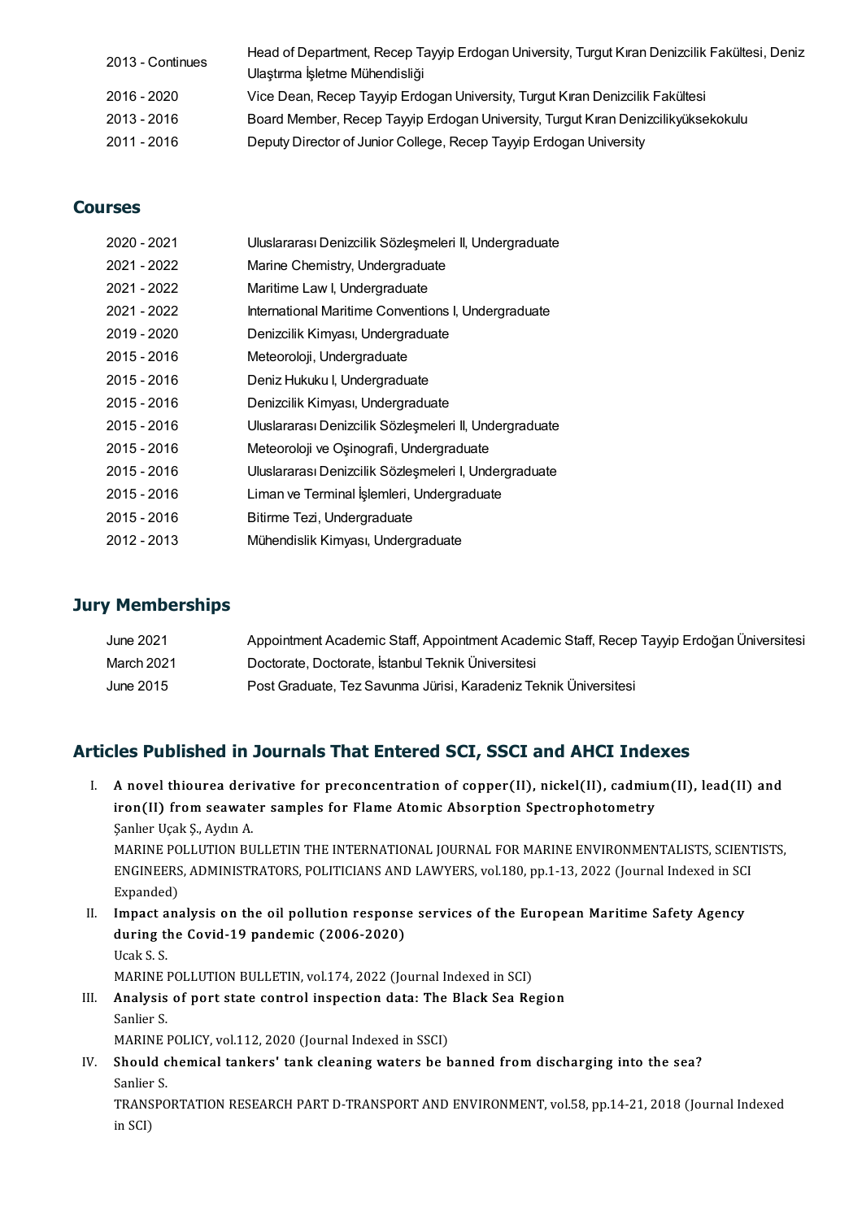| | |
|---|---|
| 2013 - Continues | Head of Department, Recep Tayyip Erdogan University, Turgut Kıran Denizcilik Fakültesi, Deniz Ulaştırma İşletme Mühendisliği |
| 2016 - 2020 | Vice Dean, Recep Tayyip Erdogan University, Turgut Kıran Denizcilik Fakültesi |
| 2013 - 2016 | Board Member, Recep Tayyip Erdogan University, Turgut Kıran Denizcilikyüksekokulu |
| 2011 - 2016 | Deputy Director of Junior College, Recep Tayyip Erdogan University |

## Courses

| | |
|---|---|
| 2020 - 2021 | Uluslararası Denizcilik Sözleşmeleri II, Undergraduate |
| 2021 - 2022 | Marine Chemistry, Undergraduate |
| 2021 - 2022 | Maritime Law I, Undergraduate |
| 2021 - 2022 | International Maritime Conventions I, Undergraduate |
| 2019 - 2020 | Denizcilik Kimyası, Undergraduate |
| 2015 - 2016 | Meteoroloji, Undergraduate |
| 2015 - 2016 | Deniz Hukuku I, Undergraduate |
| 2015 - 2016 | Denizcilik Kimyası, Undergraduate |
| 2015 - 2016 | Uluslararası Denizcilik Sözleşmeleri II, Undergraduate |
| 2015 - 2016 | Meteoroloji ve Oşinografi, Undergraduate |
| 2015 - 2016 | Uluslararası Denizcilik Sözleşmeleri I, Undergraduate |
| 2015 - 2016 | Liman ve Terminal İşlemleri, Undergraduate |
| 2015 - 2016 | Bitirme Tezi, Undergraduate |
| 2012 - 2013 | Mühendislik Kimyası, Undergraduate |

## Jury Memberships

| | |
|---|---|
| June 2021 | Appointment Academic Staff, Appointment Academic Staff, Recep Tayyip Erdoğan Üniversitesi |
| March 2021 | Doctorate, Doctorate, İstanbul Teknik Üniversitesi |
| June 2015 | Post Graduate, Tez Savunma Jürisi, Karadeniz Teknik Üniversitesi |

## Articles Published in Journals That Entered SCI, SSCI and AHCI Indexes

I. **A novel thiourea derivative for preconcentration of copper(II), nickel(II), cadmium(II), lead(II) and iron(II) from seawater samples for Flame Atomic Absorption Spectrophotometry**
Şanlıer Uçak Ş., Aydın A.
MARINE POLLUTION BULLETIN THE INTERNATIONAL JOURNAL FOR MARINE ENVIRONMENTALISTS, SCIENTISTS, ENGINEERS, ADMINISTRATORS, POLITICIANS AND LAWYERS, vol.180, pp.1-13, 2022 (Journal Indexed in SCI Expanded)

II. **Impact analysis on the oil pollution response services of the European Maritime Safety Agency during the Covid-19 pandemic (2006-2020)**
Ucak S. S.
MARINE POLLUTION BULLETIN, vol.174, 2022 (Journal Indexed in SCI)

III. **Analysis of port state control inspection data: The Black Sea Region**
Sanlier S.
MARINE POLICY, vol.112, 2020 (Journal Indexed in SSCI)

IV. **Should chemical tankers' tank cleaning waters be banned from discharging into the sea?**
Sanlier S.
TRANSPORTATION RESEARCH PART D-TRANSPORT AND ENVIRONMENT, vol.58, pp.14-21, 2018 (Journal Indexed in SCI)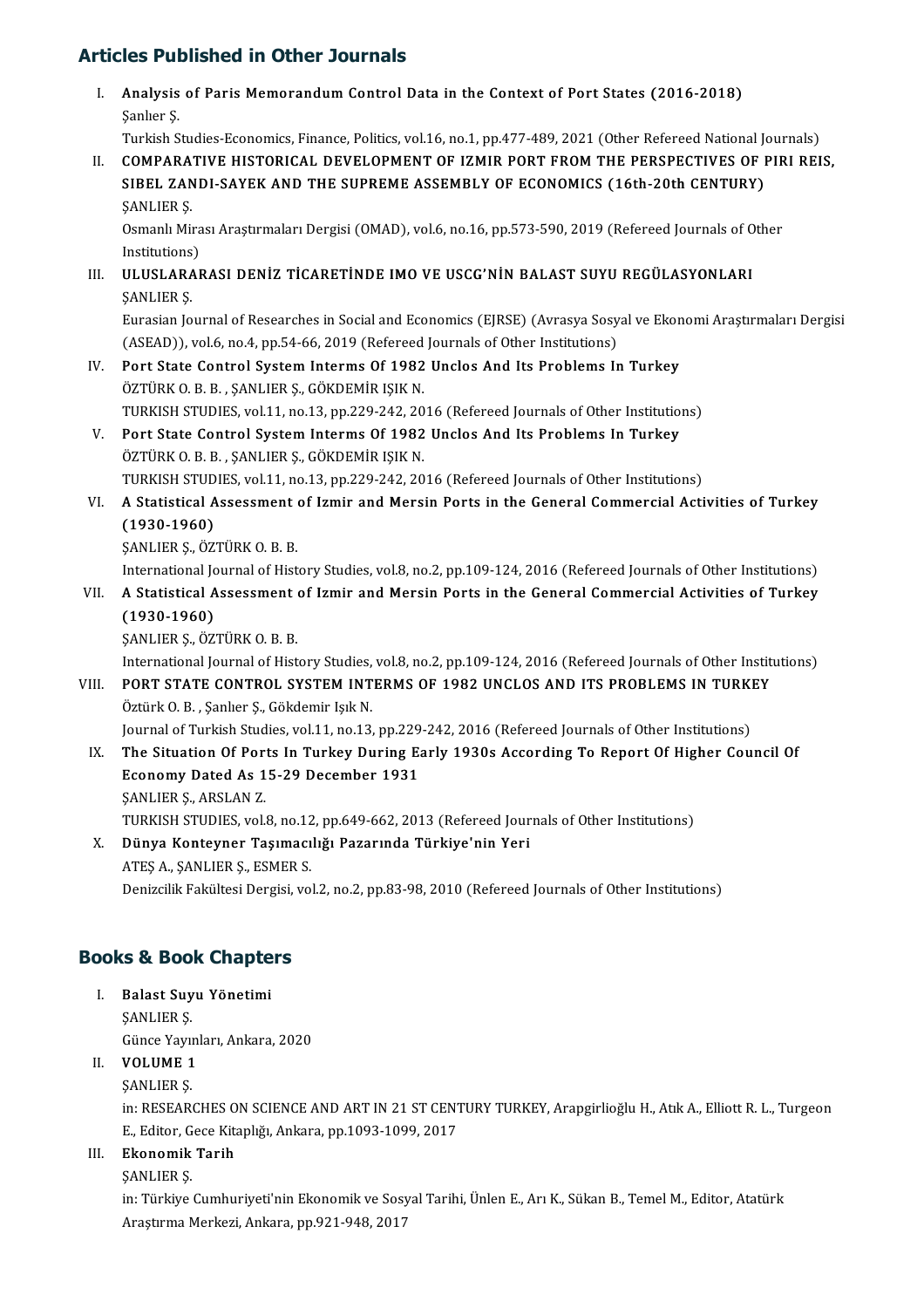## Articles Published in Other Journals

I. **Analysis of Paris Memorandum Control Data in the Context of Port States (2016-2018)**
Şanlıer Ş.
Turkish Studies-Economics, Finance, Politics, vol.16, no.1, pp.477-489, 2021 (Other Refereed National Journals)

II. **COMPARATIVE HISTORICAL DEVELOPMENT OF IZMIR PORT FROM THE PERSPECTIVES OF PIRI REIS, SIBEL ZANDI-SAYEK AND THE SUPREME ASSEMBLY OF ECONOMICS (16th-20th CENTURY)**
ŞANLIER Ş.
Osmanlı Mirası Araştırmaları Dergisi (OMAD), vol.6, no.16, pp.573-590, 2019 (Refereed Journals of Other Institutions)

III. **ULUSLARARASI DENİZ TİCARETİNDE IMO VE USCG'NİN BALAST SUYU REGÜLASYONLARI**
ŞANLIER Ş.
Eurasian Journal of Researches in Social and Economics (EJRSE) (Avrasya Sosyal ve Ekonomi Araştırmaları Dergisi (ASEAD)), vol.6, no.4, pp.54-66, 2019 (Refereed Journals of Other Institutions)

IV. **Port State Control System Interms Of 1982 Unclos And Its Problems In Turkey**
ÖZTÜRK O. B. B. , ŞANLIER Ş., GÖKDEMİR IŞIK N.
TURKISH STUDIES, vol.11, no.13, pp.229-242, 2016 (Refereed Journals of Other Institutions)

V. **Port State Control System Interms Of 1982 Unclos And Its Problems In Turkey**
ÖZTÜRK O. B. B. , ŞANLIER Ş., GÖKDEMİR IŞIK N.
TURKISH STUDIES, vol.11, no.13, pp.229-242, 2016 (Refereed Journals of Other Institutions)

VI. **A Statistical Assessment of Izmir and Mersin Ports in the General Commercial Activities of Turkey (1930-1960)**
ŞANLIER Ş., ÖZTÜRK O. B. B.
International Journal of History Studies, vol.8, no.2, pp.109-124, 2016 (Refereed Journals of Other Institutions)

VII. **A Statistical Assessment of Izmir and Mersin Ports in the General Commercial Activities of Turkey (1930-1960)**
ŞANLIER Ş., ÖZTÜRK O. B. B.
International Journal of History Studies, vol.8, no.2, pp.109-124, 2016 (Refereed Journals of Other Institutions)

VIII. **PORT STATE CONTROL SYSTEM INTERMS OF 1982 UNCLOS AND ITS PROBLEMS IN TURKEY**
Öztürk O. B. , Şanlıer Ş., Gökdemir Işık N.
Journal of Turkish Studies, vol.11, no.13, pp.229-242, 2016 (Refereed Journals of Other Institutions)

IX. **The Situation Of Ports In Turkey During Early 1930s According To Report Of Higher Council Of Economy Dated As 15-29 December 1931**
ŞANLIER Ş., ARSLAN Z.
TURKISH STUDIES, vol.8, no.12, pp.649-662, 2013 (Refereed Journals of Other Institutions)

X. **Dünya Konteyner Taşımacılığı Pazarında Türkiye'nin Yeri**
ATEŞ A., ŞANLIER Ş., ESMER S.
Denizcilik Fakültesi Dergisi, vol.2, no.2, pp.83-98, 2010 (Refereed Journals of Other Institutions)

## Books & Book Chapters

I. **Balast Suyu Yönetimi**
ŞANLIER Ş.
Günce Yayınları, Ankara, 2020

II. **VOLUME 1**
ŞANLIER Ş.
in: RESEARCHES ON SCIENCE AND ART IN 21 ST CENTURY TURKEY, Arapgirlioğlu H., Atık A., Elliott R. L., Turgeon E., Editor, Gece Kitaplığı, Ankara, pp.1093-1099, 2017

III. **Ekonomik Tarih**
ŞANLIER Ş.
in: Türkiye Cumhuriyeti'nin Ekonomik ve Sosyal Tarihi, Ünlen E., Arı K., Sükan B., Temel M., Editor, Atatürk Araştırma Merkezi, Ankara, pp.921-948, 2017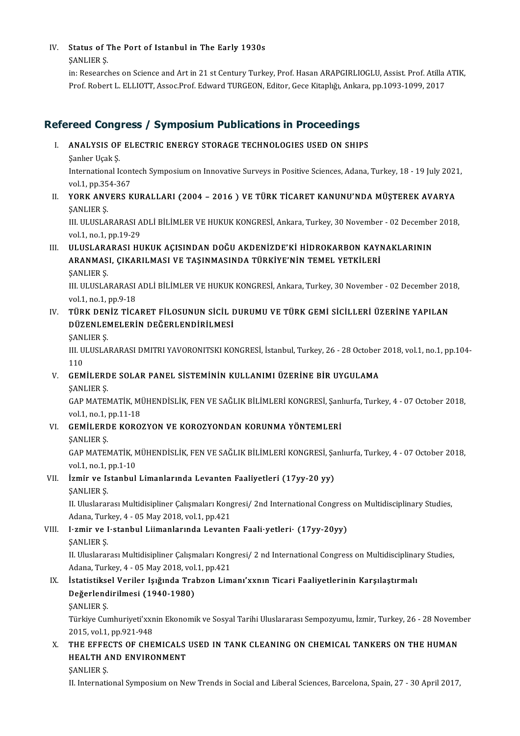IV. **Status of The Port of Istanbul in The Early 1930s**
ŞANLIER Ş.
in: Researches on Science and Art in 21 st Century Turkey, Prof. Hasan ARAPGIRLIOGLU, Assist. Prof. Atilla ATIK, Prof. Robert L. ELLIOTT, Assoc.Prof. Edward TURGEON, Editor, Gece Kitaplığı, Ankara, pp.1093-1099, 2017

## Refereed Congress / Symposium Publications in Proceedings

I. **ANALYSIS OF ELECTRIC ENERGY STORAGE TECHNOLOGIES USED ON SHIPS**
Şanlıer Uçak Ş.
International Icontech Symposium on Innovative Surveys in Positive Sciences, Adana, Turkey, 18 - 19 July 2021, vol.1, pp.354-367

II. **YORK ANVERS KURALLARI (2004 – 2016 ) VE TÜRK TİCARET KANUNU'NDA MÜŞTEREK AVARYA**
ŞANLIER Ş.
III. ULUSLARARASI ADLİ BİLİMLER VE HUKUK KONGRESİ, Ankara, Turkey, 30 November - 02 December 2018, vol.1, no.1, pp.19-29

III. **ULUSLARARASI HUKUK AÇISINDAN DOĞU AKDENİZDE'Kİ HİDROKARBON KAYNAKLARININ ARANMASI, ÇIKARILMASI VE TAŞINMASINDA TÜRKİYE'NİN TEMEL YETKİLERİ**
ŞANLIER Ş.
III. ULUSLARARASI ADLİ BİLİMLER VE HUKUK KONGRESİ, Ankara, Turkey, 30 November - 02 December 2018, vol.1, no.1, pp.9-18

IV. **TÜRK DENİZ TİCARET FİLOSUNUN SİCİL DURUMU VE TÜRK GEMİ SİCİLLERİ ÜZERİNE YAPILAN DÜZENLEMELERİN DEĞERLENDİRİLMESİ**
ŞANLIER Ş.
III. ULUSLARARASI DMITRI YAVORONITSKI KONGRESİ, İstanbul, Turkey, 26 - 28 October 2018, vol.1, no.1, pp.104-110

V. **GEMİLERDE SOLAR PANEL SİSTEMİNİN KULLANIMI ÜZERİNE BİR UYGULAMA**
ŞANLIER Ş.
GAP MATEMATİK, MÜHENDİSLİK, FEN VE SAĞLIK BİLİMLERİ KONGRESİ, Şanlıurfa, Turkey, 4 - 07 October 2018, vol.1, no.1, pp.11-18

VI. **GEMİLERDE KOROZYON VE KOROZYONDAN KORUNMA YÖNTEMLERİ**
ŞANLIER Ş.
GAP MATEMATİK, MÜHENDİSLİK, FEN VE SAĞLIK BİLİMLERİ KONGRESİ, Şanlıurfa, Turkey, 4 - 07 October 2018, vol.1, no.1, pp.1-10

VII. **İzmir ve Istanbul Limanlarında Levanten Faaliyetleri (17yy-20 yy)**
ŞANLIER Ş.
II. Uluslararası Multidisipliner Çalışmaları Kongresi/ 2nd International Congress on Multidisciplinary Studies, Adana, Turkey, 4 - 05 May 2018, vol.1, pp.421

VIII. **I·zmir ve I·stanbul Liimanlarında Levanten Faali·yetleri· (17yy-20yy)**
ŞANLIER Ş.
II. Uluslararası Multidisipliner Çalışmaları Kongresi/ 2 nd International Congress on Multidisciplinary Studies, Adana, Turkey, 4 - 05 May 2018, vol.1, pp.421

IX. **İstatistiksel Veriler Işığında Trabzon Limanı'xxnın Ticari Faaliyetlerinin Karşılaştırmalı Değerlendirilmesi (1940-1980)**
ŞANLIER Ş.
Türkiye Cumhuriyeti'xxnin Ekonomik ve Sosyal Tarihi Uluslararası Sempozyumu, İzmir, Turkey, 26 - 28 November 2015, vol.1, pp.921-948

X. **THE EFFECTS OF CHEMICALS USED IN TANK CLEANING ON CHEMICAL TANKERS ON THE HUMAN HEALTH AND ENVIRONMENT**
ŞANLIER Ş.
II. International Symposium on New Trends in Social and Liberal Sciences, Barcelona, Spain, 27 - 30 April 2017,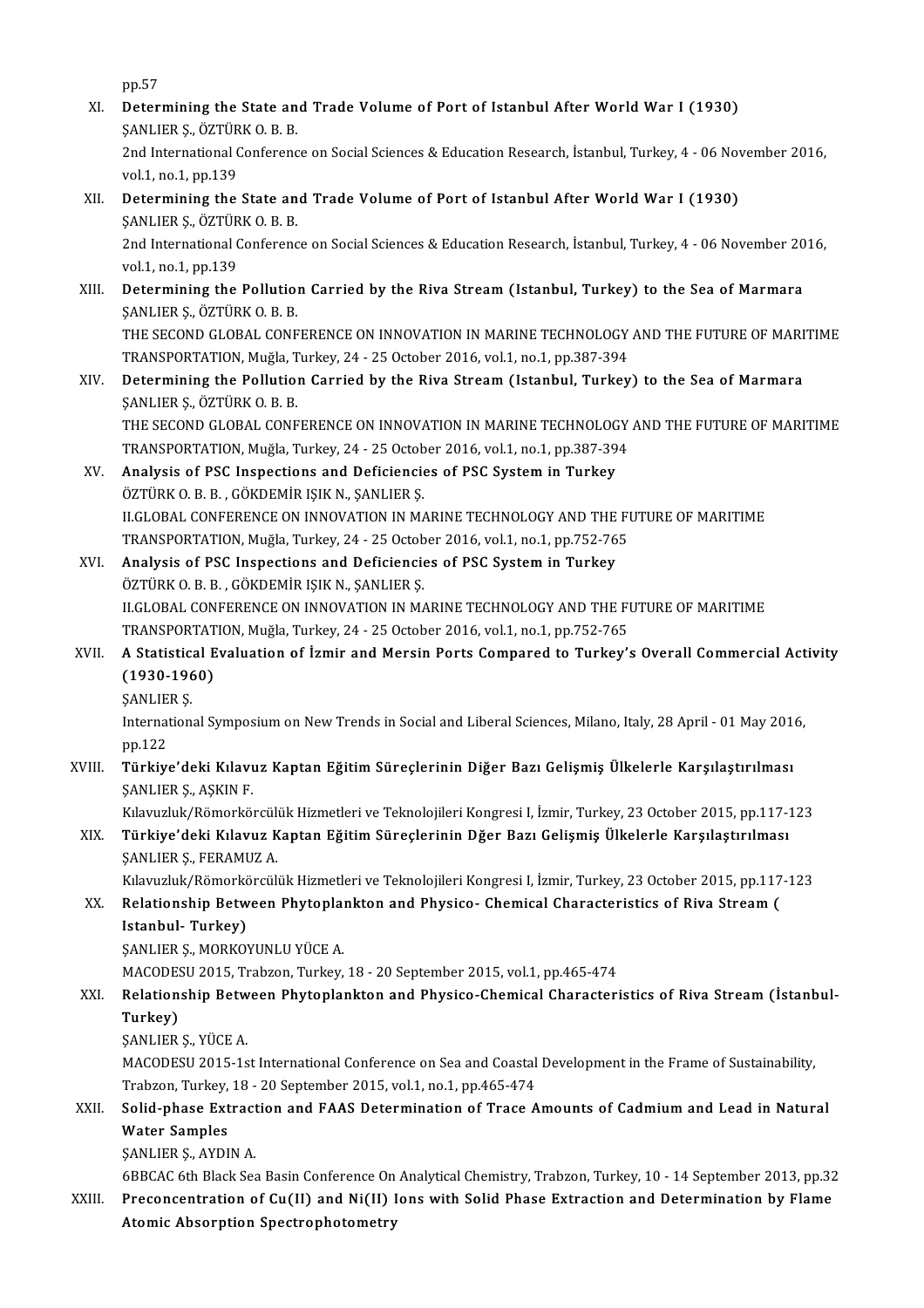pp.57

XI. **Determining the State and Trade Volume of Port of Istanbul After World War I (1930)**
ŞANLIER Ş., ÖZTÜRK O. B. B.
2nd International Conference on Social Sciences & Education Research, İstanbul, Turkey, 4 - 06 November 2016, vol.1, no.1, pp.139

XII. **Determining the State and Trade Volume of Port of Istanbul After World War I (1930)**
ŞANLIER Ş., ÖZTÜRK O. B. B.
2nd International Conference on Social Sciences & Education Research, İstanbul, Turkey, 4 - 06 November 2016, vol.1, no.1, pp.139

XIII. **Determining the Pollution Carried by the Riva Stream (Istanbul, Turkey) to the Sea of Marmara**
ŞANLIER Ş., ÖZTÜRK O. B. B.
THE SECOND GLOBAL CONFERENCE ON INNOVATION IN MARINE TECHNOLOGY AND THE FUTURE OF MARITIME TRANSPORTATION, Muğla, Turkey, 24 - 25 October 2016, vol.1, no.1, pp.387-394

XIV. **Determining the Pollution Carried by the Riva Stream (Istanbul, Turkey) to the Sea of Marmara**
ŞANLIER Ş., ÖZTÜRK O. B. B.
THE SECOND GLOBAL CONFERENCE ON INNOVATION IN MARINE TECHNOLOGY AND THE FUTURE OF MARITIME TRANSPORTATION, Muğla, Turkey, 24 - 25 October 2016, vol.1, no.1, pp.387-394

XV. **Analysis of PSC Inspections and Deficiencies of PSC System in Turkey**
ÖZTÜRK O. B. B. , GÖKDEMİR IŞIK N., ŞANLIER Ş.
II.GLOBAL CONFERENCE ON INNOVATION IN MARINE TECHNOLOGY AND THE FUTURE OF MARITIME TRANSPORTATION, Muğla, Turkey, 24 - 25 October 2016, vol.1, no.1, pp.752-765

XVI. **Analysis of PSC Inspections and Deficiencies of PSC System in Turkey**
ÖZTÜRK O. B. B. , GÖKDEMİR IŞIK N., ŞANLIER Ş.
II.GLOBAL CONFERENCE ON INNOVATION IN MARINE TECHNOLOGY AND THE FUTURE OF MARITIME TRANSPORTATION, Muğla, Turkey, 24 - 25 October 2016, vol.1, no.1, pp.752-765

XVII. **A Statistical Evaluation of İzmir and Mersin Ports Compared to Turkey's Overall Commercial Activity (1930-1960)**
ŞANLIER Ş.
International Symposium on New Trends in Social and Liberal Sciences, Milano, Italy, 28 April - 01 May 2016, pp.122

XVIII. **Türkiye'deki Kılavuz Kaptan Eğitim Süreçlerinin Diğer Bazı Gelişmiş Ülkelerle Karşılaştırılması**
ŞANLIER Ş., AŞKIN F.
Kılavuzluk/Römorkörcülük Hizmetleri ve Teknolojileri Kongresi I, İzmir, Turkey, 23 October 2015, pp.117-123

XIX. **Türkiye'deki Kılavuz Kaptan Eğitim Süreçlerinin Dğer Bazı Gelişmiş Ülkelerle Karşılaştırılması**
ŞANLIER Ş., FERAMUZ A.
Kılavuzluk/Römorkörcülük Hizmetleri ve Teknolojileri Kongresi I, İzmir, Turkey, 23 October 2015, pp.117-123

XX. **Relationship Between Phytoplankton and Physico- Chemical Characteristics of Riva Stream ( Istanbul- Turkey)**
ŞANLIER Ş., MORKOYUNLU YÜCE A.
MACODESU 2015, Trabzon, Turkey, 18 - 20 September 2015, vol.1, pp.465-474

XXI. **Relationship Between Phytoplankton and Physico-Chemical Characteristics of Riva Stream (İstanbul-Turkey)**
ŞANLIER Ş., YÜCE A.
MACODESU 2015-1st International Conference on Sea and Coastal Development in the Frame of Sustainability, Trabzon, Turkey, 18 - 20 September 2015, vol.1, no.1, pp.465-474

XXII. **Solid-phase Extraction and FAAS Determination of Trace Amounts of Cadmium and Lead in Natural Water Samples**
ŞANLIER Ş., AYDIN A.
6BBCAC 6th Black Sea Basin Conference On Analytical Chemistry, Trabzon, Turkey, 10 - 14 September 2013, pp.32

XXIII. **Preconcentration of Cu(II) and Ni(II) Ions with Solid Phase Extraction and Determination by Flame Atomic Absorption Spectrophotometry**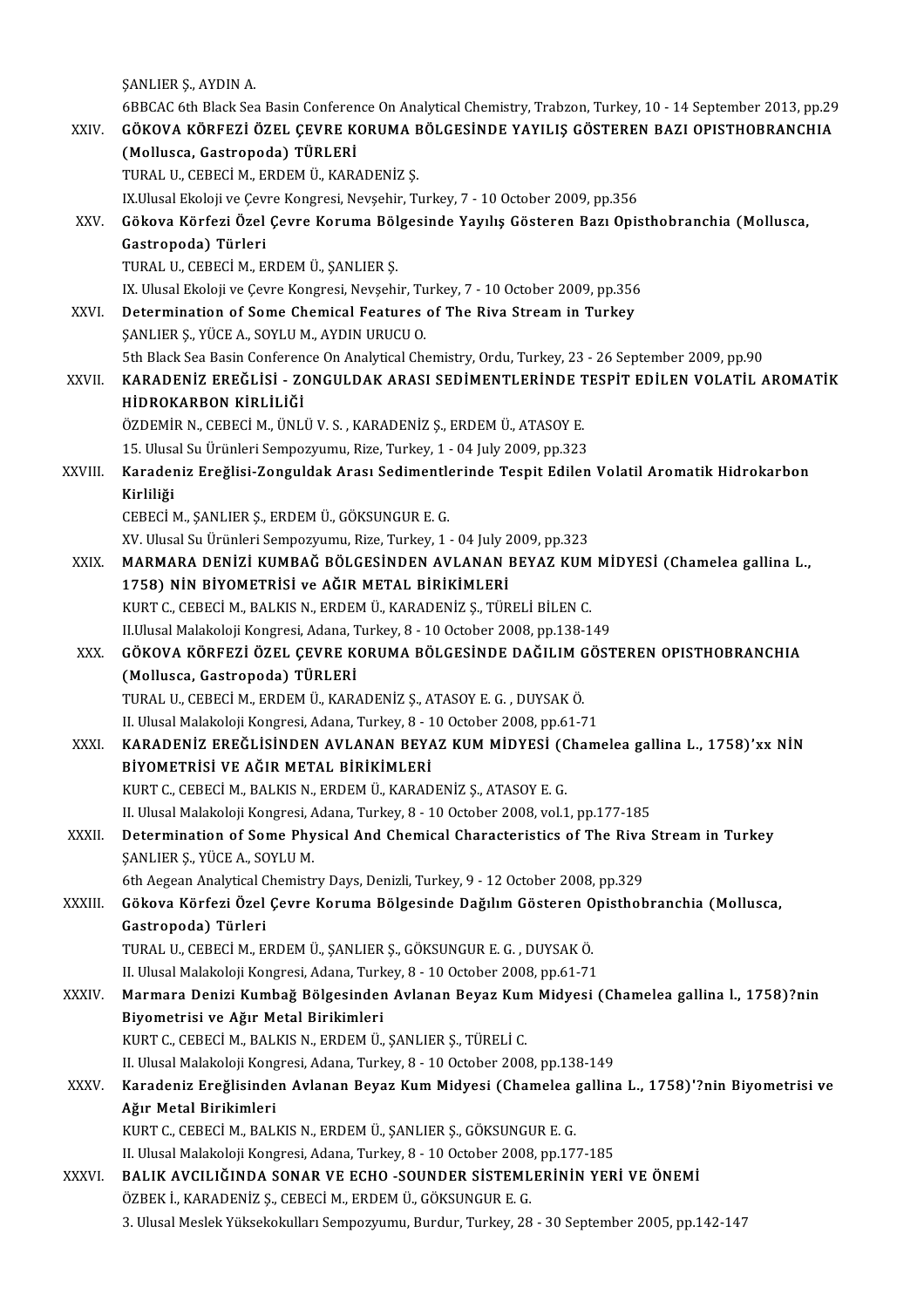ŞANLIER Ş., AYDIN A.
6BBCAC 6th Black Sea Basin Conference On Analytical Chemistry, Trabzon, Turkey, 10 - 14 September 2013, pp.29

XXIV. **GÖKOVA KÖRFEZİ ÖZEL ÇEVRE KORUMA BÖLGESİNDE YAYILIŞ GÖSTEREN BAZI OPISTHOBRANCHIA (Mollusca, Gastropoda) TÜRLERİ**
TURAL U., CEBECİ M., ERDEM Ü., KARADENİZ Ş.
IX.Ulusal Ekoloji ve Çevre Kongresi, Nevşehir, Turkey, 7 - 10 October 2009, pp.356

XXV. **Gökova Körfezi Özel Çevre Koruma Bölgesinde Yayılış Gösteren Bazı Opisthobranchia (Mollusca, Gastropoda) Türleri**
TURAL U., CEBECİ M., ERDEM Ü., ŞANLIER Ş.
IX. Ulusal Ekoloji ve Çevre Kongresi, Nevşehir, Turkey, 7 - 10 October 2009, pp.356

XXVI. **Determination of Some Chemical Features of The Riva Stream in Turkey**
ŞANLIER Ş., YÜCE A., SOYLU M., AYDIN URUCU O.
5th Black Sea Basin Conference On Analytical Chemistry, Ordu, Turkey, 23 - 26 September 2009, pp.90

XXVII. **KARADENİZ EREĞLİSİ - ZONGULDAK ARASI SEDİMENTLERİNDE TESPİT EDİLEN VOLATİL AROMATİK HİDROKARBON KİRLİLİĞİ**
ÖZDEMİR N., CEBECİ M., ÜNLÜ V. S. , KARADENİZ Ş., ERDEM Ü., ATASOY E.
15. Ulusal Su Ürünleri Sempozyumu, Rize, Turkey, 1 - 04 July 2009, pp.323

XXVIII. **Karadeniz Ereğlisi-Zonguldak Arası Sedimentlerinde Tespit Edilen Volatil Aromatik Hidrokarbon Kirliliği**
CEBECİ M., ŞANLIER Ş., ERDEM Ü., GÖKSUNGUR E. G.
XV. Ulusal Su Ürünleri Sempozyumu, Rize, Turkey, 1 - 04 July 2009, pp.323

XXIX. **MARMARA DENİZİ KUMBAĞ BÖLGESİNDEN AVLANAN BEYAZ KUM MİDYESİ (Chamelea gallina L., 1758) NİN BİYOMETRİSİ ve AĞIR METAL BİRİKİMLERİ**
KURT C., CEBECİ M., BALKIS N., ERDEM Ü., KARADENİZ Ş., TÜRELİ BİLEN C.
II.Ulusal Malakoloji Kongresi, Adana, Turkey, 8 - 10 October 2008, pp.138-149

XXX. **GÖKOVA KÖRFEZİ ÖZEL ÇEVRE KORUMA BÖLGESİNDE DAĞILIM GÖSTEREN OPISTHOBRANCHIA (Mollusca, Gastropoda) TÜRLERİ**
TURAL U., CEBECİ M., ERDEM Ü., KARADENİZ Ş., ATASOY E. G. , DUYSAK Ö.
II. Ulusal Malakoloji Kongresi, Adana, Turkey, 8 - 10 October 2008, pp.61-71

XXXI. **KARADENİZ EREĞLİSİNDEN AVLANAN BEYAZ KUM MİDYESİ (Chamelea gallina L., 1758)'xx NİN BİYOMETRİSİ VE AĞIR METAL BİRİKİMLERİ**
KURT C., CEBECİ M., BALKIS N., ERDEM Ü., KARADENİZ Ş., ATASOY E. G.
II. Ulusal Malakoloji Kongresi, Adana, Turkey, 8 - 10 October 2008, vol.1, pp.177-185

XXXII. **Determination of Some Physical And Chemical Characteristics of The Riva Stream in Turkey**
ŞANLIER Ş., YÜCE A., SOYLU M.
6th Aegean Analytical Chemistry Days, Denizli, Turkey, 9 - 12 October 2008, pp.329

XXXIII. **Gökova Körfezi Özel Çevre Koruma Bölgesinde Dağılım Gösteren Opisthobranchia (Mollusca, Gastropoda) Türleri**
TURAL U., CEBECİ M., ERDEM Ü., ŞANLIER Ş., GÖKSUNGUR E. G. , DUYSAK Ö.
II. Ulusal Malakoloji Kongresi, Adana, Turkey, 8 - 10 October 2008, pp.61-71

XXXIV. **Marmara Denizi Kumbağ Bölgesinden Avlanan Beyaz Kum Midyesi (Chamelea gallina l., 1758)?nin Biyometrisi ve Ağır Metal Birikimleri**
KURT C., CEBECİ M., BALKIS N., ERDEM Ü., ŞANLIER Ş., TÜRELİ C.
II. Ulusal Malakoloji Kongresi, Adana, Turkey, 8 - 10 October 2008, pp.138-149

XXXV. **Karadeniz Ereğlisinden Avlanan Beyaz Kum Midyesi (Chamelea gallina L., 1758)'?nin Biyometrisi ve Ağır Metal Birikimleri**
KURT C., CEBECİ M., BALKIS N., ERDEM Ü., ŞANLIER Ş., GÖKSUNGUR E. G.
II. Ulusal Malakoloji Kongresi, Adana, Turkey, 8 - 10 October 2008, pp.177-185

XXXVI. **BALIK AVCILIĞINDA SONAR VE ECHO -SOUNDER SİSTEMLERİNİN YERİ VE ÖNEMİ**
ÖZBEK İ., KARADENİZ Ş., CEBECİ M., ERDEM Ü., GÖKSUNGUR E. G.
3. Ulusal Meslek Yüksekokulları Sempozyumu, Burdur, Turkey, 28 - 30 September 2005, pp.142-147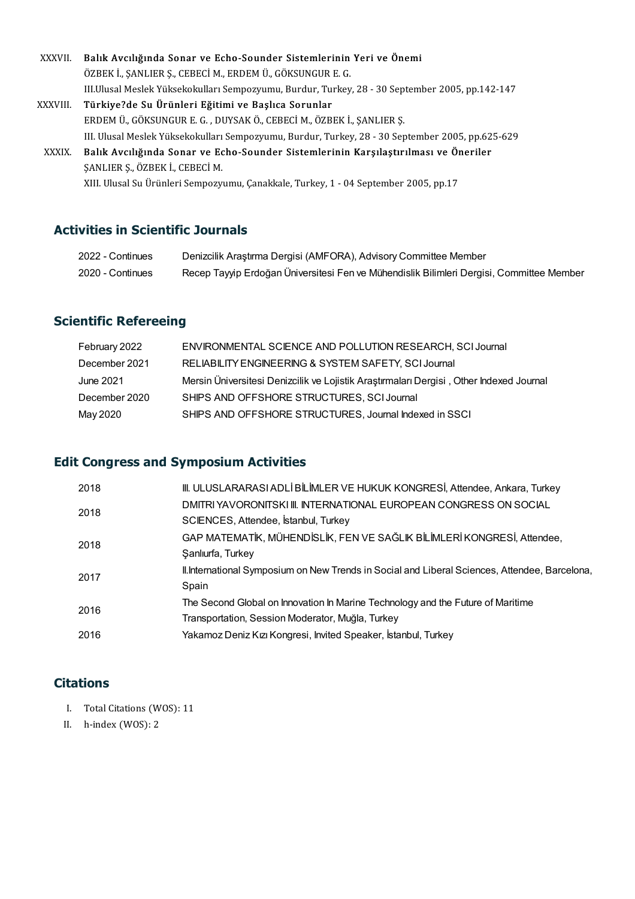XXXVII. **Balık Avcılığında Sonar ve Echo-Sounder Sistemlerinin Yeri ve Önemi**
ÖZBEK İ., ŞANLIER Ş., CEBECİ M., ERDEM Ü., GÖKSUNGUR E. G.
III.Ulusal Meslek Yüksekokulları Sempozyumu, Burdur, Turkey, 28 - 30 September 2005, pp.142-147

XXXVIII. **Türkiye?de Su Ürünleri Eğitimi ve Başlıca Sorunlar**
ERDEM Ü., GÖKSUNGUR E. G. , DUYSAK Ö., CEBECİ M., ÖZBEK İ., ŞANLIER Ş.
III. Ulusal Meslek Yüksekokulları Sempozyumu, Burdur, Turkey, 28 - 30 September 2005, pp.625-629

XXXIX. **Balık Avcılığında Sonar ve Echo-Sounder Sistemlerinin Karşılaştırılması ve Öneriler**
ŞANLIER Ş., ÖZBEK İ., CEBECİ M.
XIII. Ulusal Su Ürünleri Sempozyumu, Çanakkale, Turkey, 1 - 04 September 2005, pp.17

## Activities in Scientific Journals

| | |
|---|---|
| 2022 - Continues | Denizcilik Araştırma Dergisi (AMFORA), Advisory Committee Member |
| 2020 - Continues | Recep Tayyip Erdoğan Üniversitesi Fen ve Mühendislik Bilimleri Dergisi, Committee Member |

## Scientific Refereeing

| | |
|---|---|
| February 2022 | ENVIRONMENTAL SCIENCE AND POLLUTION RESEARCH, SCI Journal |
| December 2021 | RELIABILITY ENGINEERING & SYSTEM SAFETY, SCI Journal |
| June 2021 | Mersin Üniversitesi Denizcilik ve Lojistik Araştırmaları Dergisi , Other Indexed Journal |
| December 2020 | SHIPS AND OFFSHORE STRUCTURES, SCI Journal |
| May 2020 | SHIPS AND OFFSHORE STRUCTURES, Journal Indexed in SSCI |

## Edit Congress and Symposium Activities

| | |
|---|---|
| 2018 | III. ULUSLARARASI ADLİ BİLİMLER VE HUKUK KONGRESİ, Attendee, Ankara, Turkey |
| 2018 | DMITRI YAVORONITSKI III. INTERNATIONAL EUROPEAN CONGRESS ON SOCIAL SCIENCES, Attendee, İstanbul, Turkey |
| 2018 | GAP MATEMATİK, MÜHENDİSLİK, FEN VE SAĞLIK BİLİMLERİ KONGRESİ, Attendee, Şanlıurfa, Turkey |
| 2017 | II.International Symposium on New Trends in Social and Liberal Sciences, Attendee, Barcelona, Spain |
| 2016 | The Second Global on Innovation In Marine Technology and the Future of Maritime Transportation, Session Moderator, Muğla, Turkey |
| 2016 | Yakamoz Deniz Kızı Kongresi, Invited Speaker, İstanbul, Turkey |

## Citations

I. Total Citations (WOS): 11
II. h-index (WOS): 2